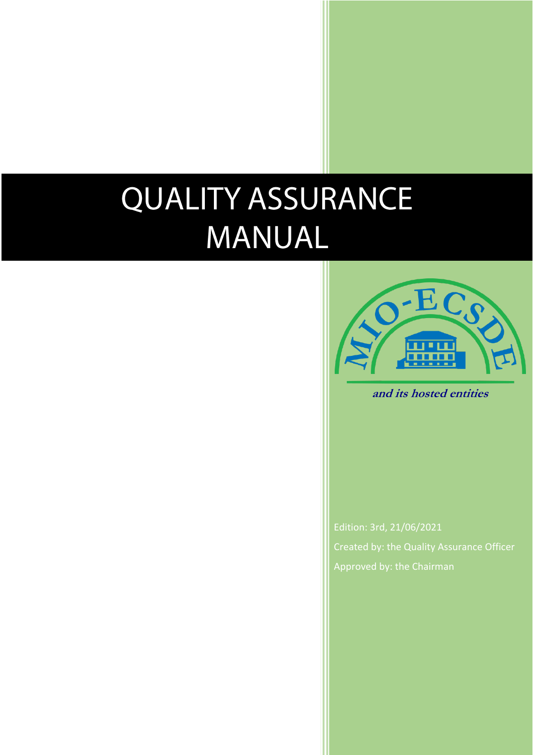# QUALITY ASSURANCE MANUAL

MIO-ECSDE

*and its hosted entities*

Edition: 3rd, 21/06/2021

Created by: the Quality Assurance Officer

Approved by: the Chairman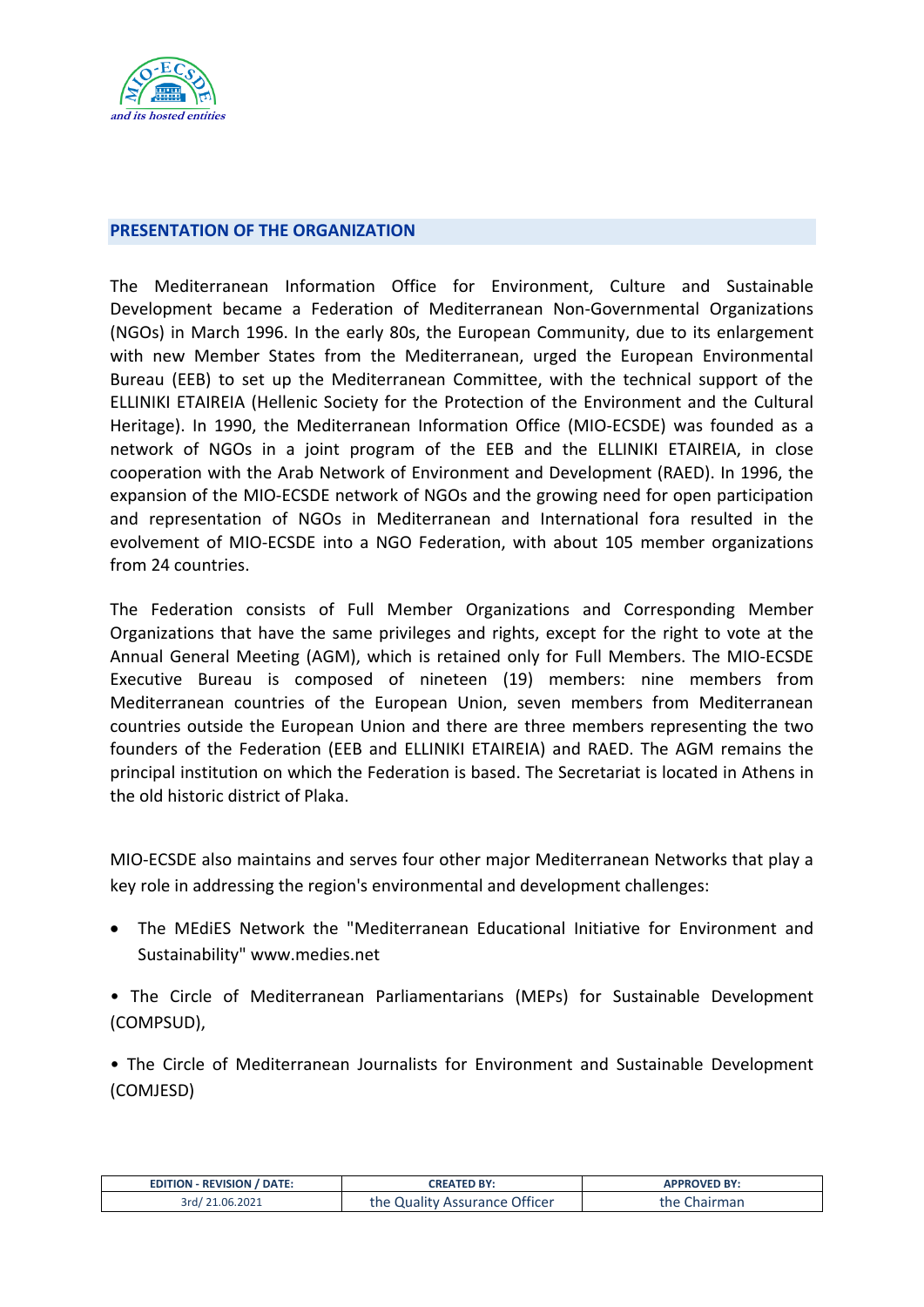## PRESENTATION OF THE ORGANIZATION

The Mediterranean Information Office for Environment, Culture and Sustainable Development became a Federation of Mediterranean Non-Governmental Organizations (NGOs) in March 1996. In the early 80s, the European Community, due to its enlargement with new Member States from the Mediterranean, urged the European Environmental Bureau (EEB) to set up the Mediterranean Committee, with the technical support of the ELLINIKI ETAIREIA (Hellenic Society for the Protection of the Environment and the Cultural Heritage). In 1990, the Mediterranean Information Office (MIO-ECSDE) was founded as a network of NGOs in a joint program of the EEB and the ELLINIKI ETAIREIA, in close cooperation with the Arab Network of Environment and Development (RAED). In 1996, the expansion of the MIO-ECSDE network of NGOs and the growing need for open participation and representation of NGOs in Mediterranean and International fora resulted in the evolvement of MIO-ECSDE into a NGO Federation, with about 105 member organizations from 24 countries.

The Federation consists of Full Member Organizations and Corresponding Member Organizations that have the same privileges and rights, except for the right to vote at the Annual General Meeting (AGM), which is retained only for Full Members. The MIO-ECSDE Executive Bureau is composed of nineteen (19) members: nine members from Mediterranean countries of the European Union, seven members from Mediterranean countries outside the European Union and there are three members representing the two founders of the Federation (EEB and ELLINIKI ETAIREIA) and RAED. The AGM remains the principal institution on which the Federation is based. The Secretariat is located in Athens in the old historic district of Plaka.

MIO-ECSDE also maintains and serves four other major Mediterranean Networks that play a key role in addressing the region's environmental and development challenges:

- The MEdiES Network the "Mediterranean Educational Initiative for Environment and Sustainability" www.medies.net
- The Circle of Mediterranean Parliamentarians (MEPs) for Sustainable Development (COMPSUD),
- The Circle of Mediterranean Journalists for Environment and Sustainable Development (COMJESD)

| EDITION - REVISION / DATE: | CREATED BY: | APPROVED BY: |
|---|---|---|
| 3rd/ 21.06.2021 | the Quality Assurance Officer | the Chairman |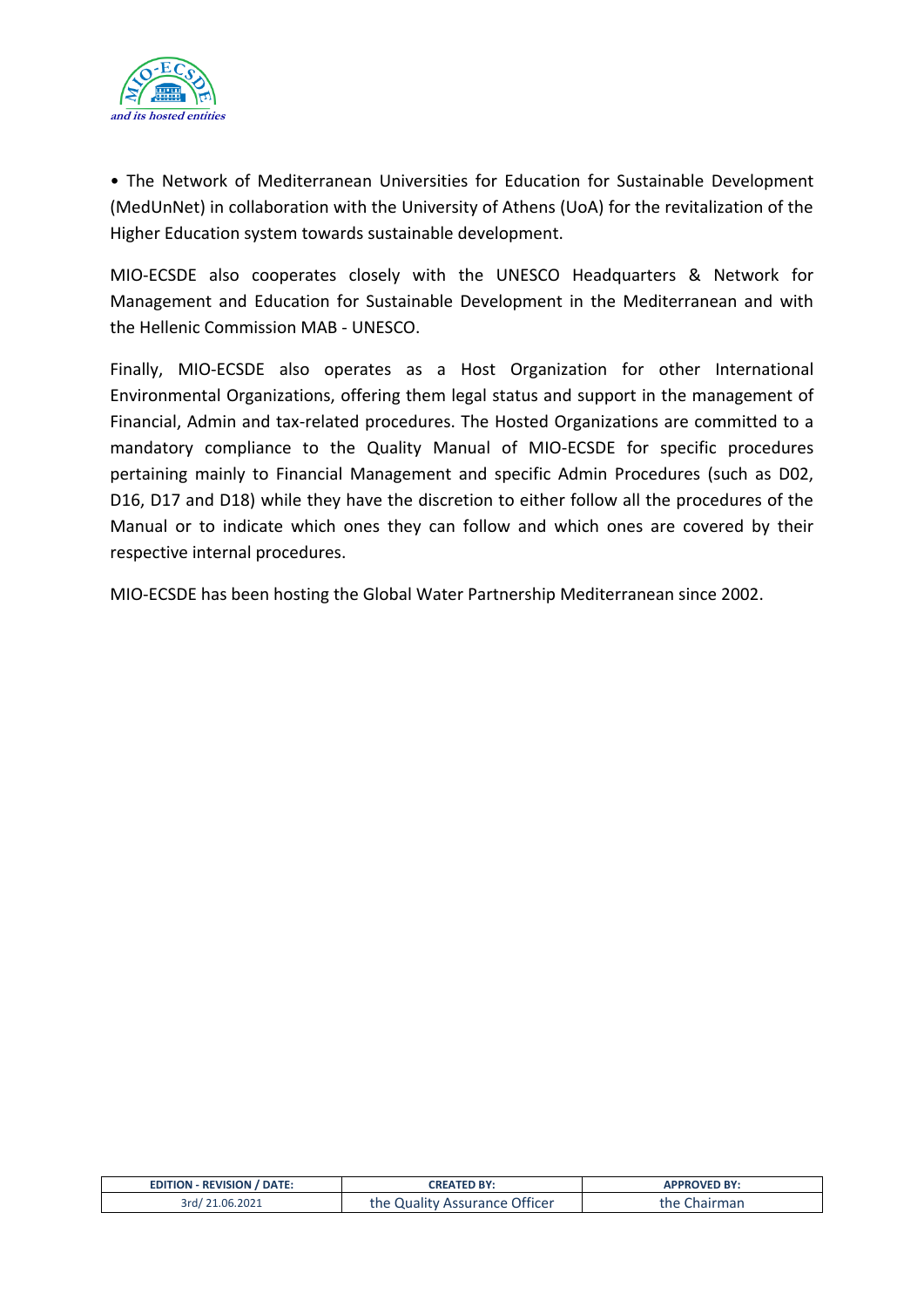- The Network of Mediterranean Universities for Education for Sustainable Development (MedUnNet) in collaboration with the University of Athens (UoA) for the revitalization of the Higher Education system towards sustainable development.

MIO-ECSDE also cooperates closely with the UNESCO Headquarters & Network for Management and Education for Sustainable Development in the Mediterranean and with the Hellenic Commission MAB - UNESCO.

Finally, MIO-ECSDE also operates as a Host Organization for other International Environmental Organizations, offering them legal status and support in the management of Financial, Admin and tax-related procedures. The Hosted Organizations are committed to a mandatory compliance to the Quality Manual of MIO-ECSDE for specific procedures pertaining mainly to Financial Management and specific Admin Procedures (such as D02, D16, D17 and D18) while they have the discretion to either follow all the procedures of the Manual or to indicate which ones they can follow and which ones are covered by their respective internal procedures.

MIO-ECSDE has been hosting the Global Water Partnership Mediterranean since 2002.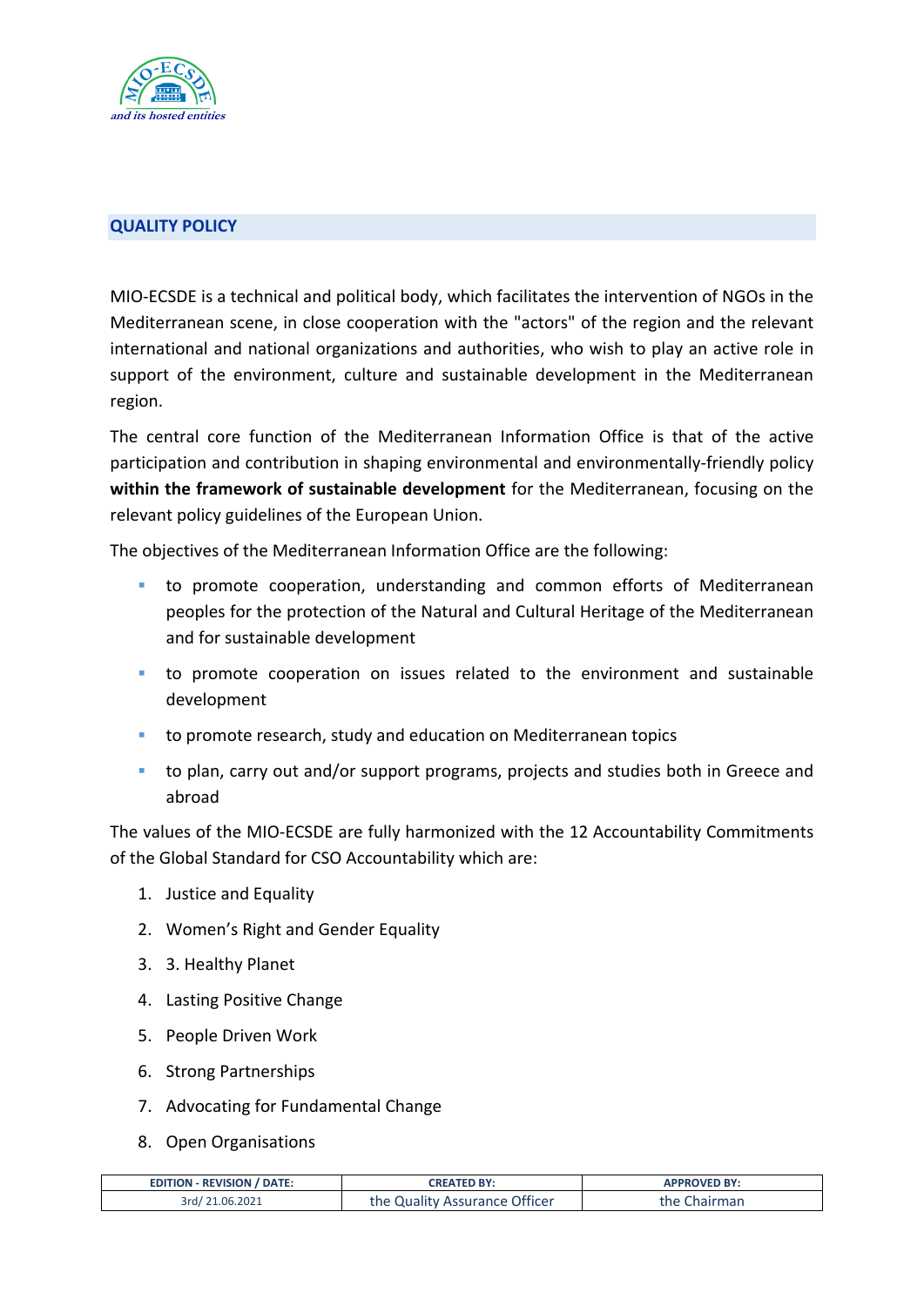## QUALITY POLICY

MIO-ECSDE is a technical and political body, which facilitates the intervention of NGOs in the Mediterranean scene, in close cooperation with the "actors" of the region and the relevant international and national organizations and authorities, who wish to play an active role in support of the environment, culture and sustainable development in the Mediterranean region.

The central core function of the Mediterranean Information Office is that of the active participation and contribution in shaping environmental and environmentally-friendly policy **within the framework of sustainable development** for the Mediterranean, focusing on the relevant policy guidelines of the European Union.

The objectives of the Mediterranean Information Office are the following:

- to promote cooperation, understanding and common efforts of Mediterranean peoples for the protection of the Natural and Cultural Heritage of the Mediterranean and for sustainable development
- to promote cooperation on issues related to the environment and sustainable development
- to promote research, study and education on Mediterranean topics
- to plan, carry out and/or support programs, projects and studies both in Greece and abroad

The values of the MIO-ECSDE are fully harmonized with the 12 Accountability Commitments of the Global Standard for CSO Accountability which are:

1. Justice and Equality
2. Women's Right and Gender Equality
3. 3. Healthy Planet
4. Lasting Positive Change
5. People Driven Work
6. Strong Partnerships
7. Advocating for Fundamental Change
8. Open Organisations

| EDITION - REVISION / DATE: | CREATED BY: | APPROVED BY: |
|---|---|---|
| 3rd/ 21.06.2021 | the Quality Assurance Officer | the Chairman |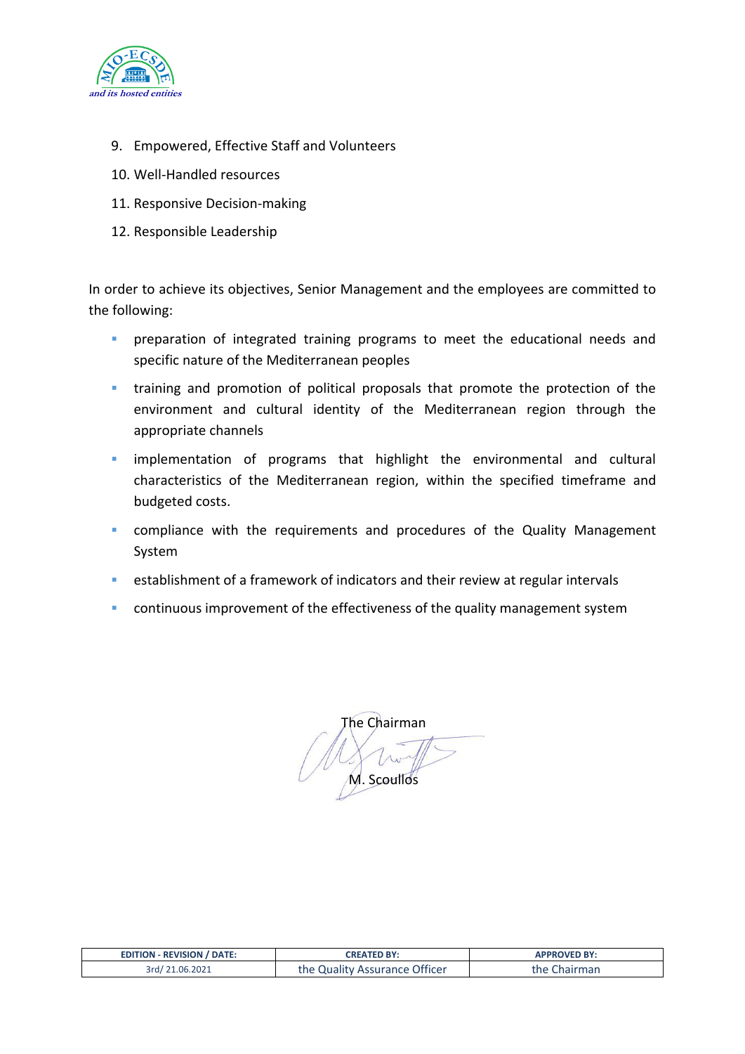9. Empowered, Effective Staff and Volunteers
10. Well-Handled resources
11. Responsive Decision-making
12. Responsible Leadership

In order to achieve its objectives, Senior Management and the employees are committed to the following:

- preparation of integrated training programs to meet the educational needs and specific nature of the Mediterranean peoples
- training and promotion of political proposals that promote the protection of the environment and cultural identity of the Mediterranean region through the appropriate channels
- implementation of programs that highlight the environmental and cultural characteristics of the Mediterranean region, within the specified timeframe and budgeted costs.
- compliance with the requirements and procedures of the Quality Management System
- establishment of a framework of indicators and their review at regular intervals
- continuous improvement of the effectiveness of the quality management system

The Chairman

M. Scoullos

| EDITION - REVISION / DATE: | CREATED BY: | APPROVED BY: |
|---|---|---|
| 3rd/ 21.06.2021 | the Quality Assurance Officer | the Chairman |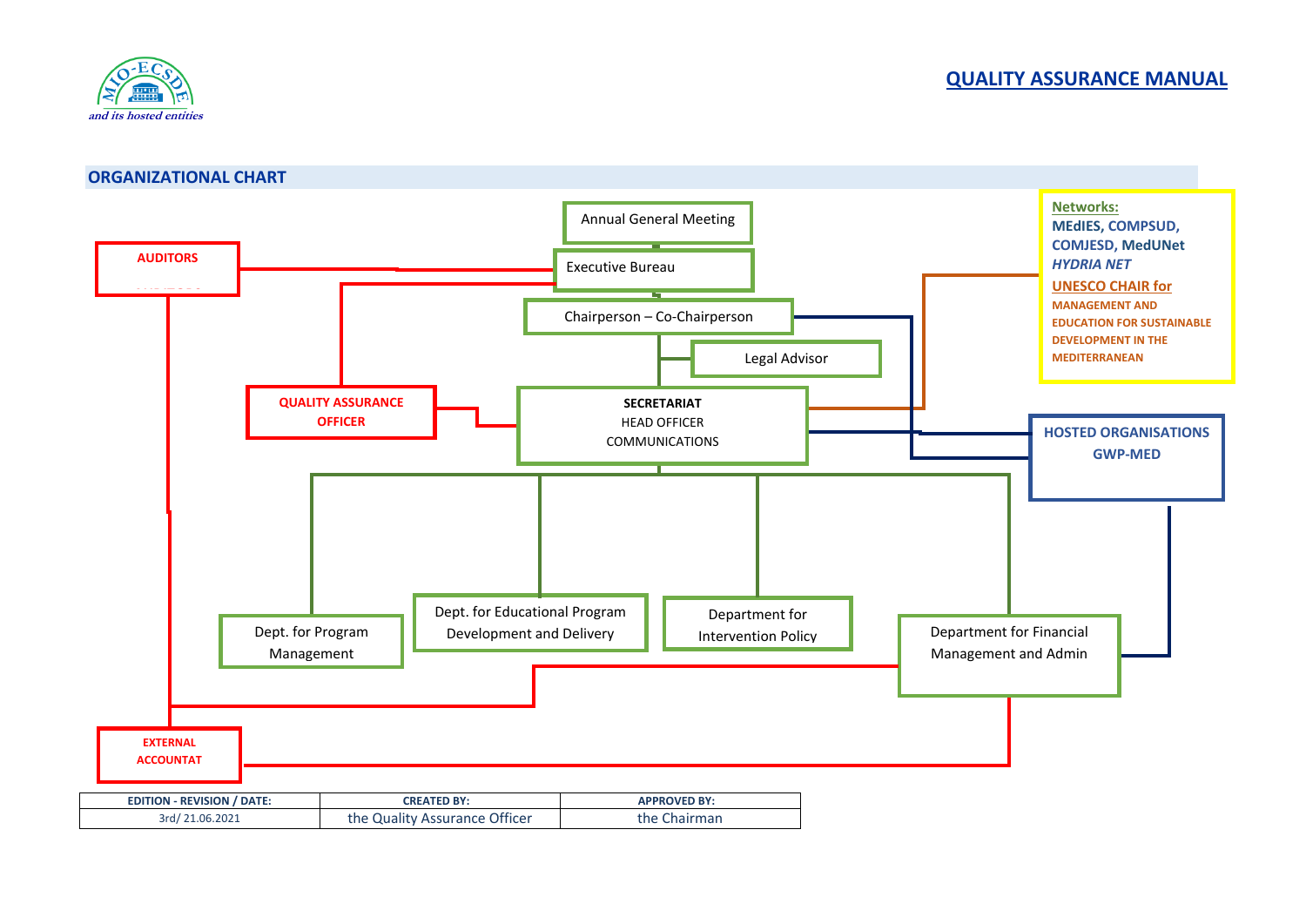## ORGANIZATIONAL CHART

Annual General Meeting

Executive Bureau

Chairperson – Co-Chairperson

Legal Advisor

AUDITORS

QUALITY ASSURANCE OFFICER

SECRETARIAT
HEAD OFFICER
COMMUNICATIONS

Networks:
MEdIES, COMPSUD, COMJESD, MedUNet
*HYDRIA NET*

UNESCO CHAIR for
MANAGEMENT AND EDUCATION FOR SUSTAINABLE DEVELOPMENT IN THE MEDITERRANEAN

HOSTED ORGANISATIONS
GWP-MED

Dept. for Program Management

Dept. for Educational Program Development and Delivery

Department for Intervention Policy

Department for Financial Management and Admin

EXTERNAL ACCOUNTAT

| EDITION - REVISION / DATE: | CREATED BY: | APPROVED BY: |
|---|---|---|
| 3rd/ 21.06.2021 | the Quality Assurance Officer | the Chairman |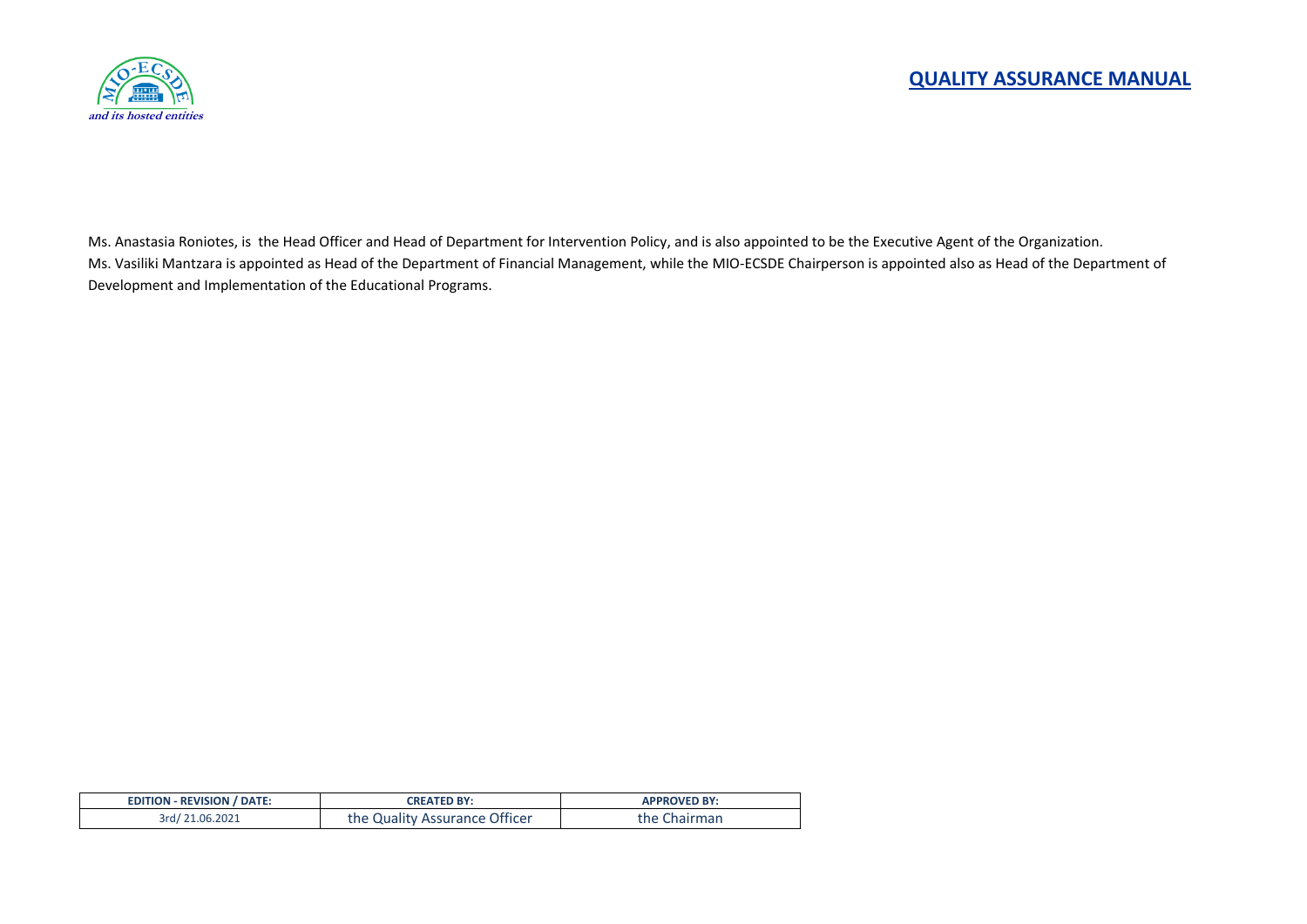Ms. Anastasia Roniotes, is  the Head Officer and Head of Department for Intervention Policy, and is also appointed to be the Executive Agent of the Organization.
Ms. Vasiliki Mantzara is appointed as Head of the Department of Financial Management, while the MIO-ECSDE Chairperson is appointed also as Head of the Department of Development and Implementation of the Educational Programs.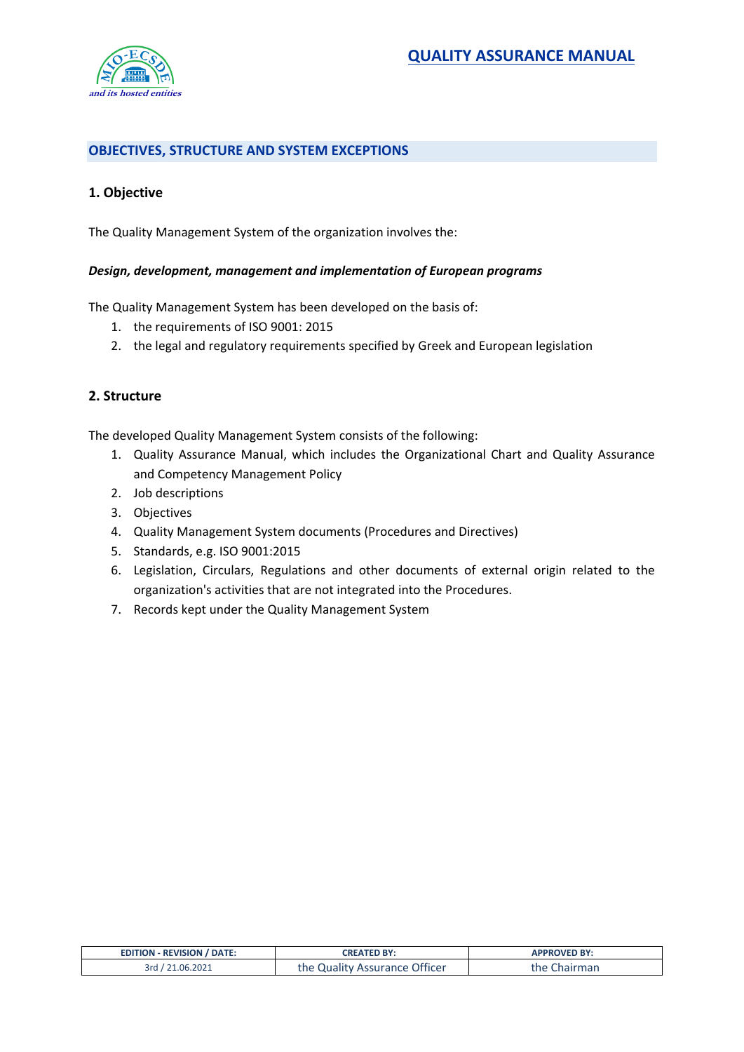## OBJECTIVES, STRUCTURE AND SYSTEM EXCEPTIONS

### 1. Objective

The Quality Management System of the organization involves the:

***Design, development, management and implementation of European programs***

The Quality Management System has been developed on the basis of:

1. the requirements of ISO 9001: 2015
2. the legal and regulatory requirements specified by Greek and European legislation

### 2. Structure

The developed Quality Management System consists of the following:

1. Quality Assurance Manual, which includes the Organizational Chart and Quality Assurance and Competency Management Policy
2. Job descriptions
3. Objectives
4. Quality Management System documents (Procedures and Directives)
5. Standards, e.g. ISO 9001:2015
6. Legislation, Circulars, Regulations and other documents of external origin related to the organization's activities that are not integrated into the Procedures.
7. Records kept under the Quality Management System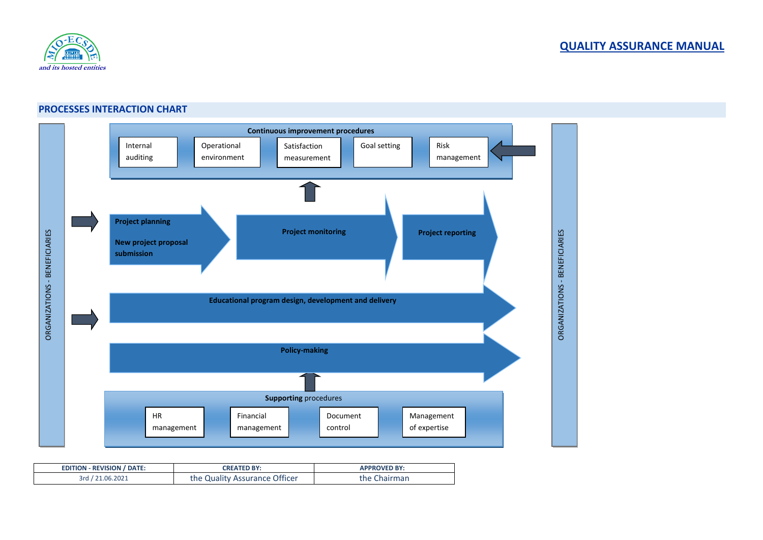## PROCESSES INTERACTION CHART

ORGANIZATIONS - BENEFICIARIES

**Continuous improvement procedures**

Internal auditing

Operational environment

Satisfaction measurement

Goal setting

Risk management

**Project planning**

**New project proposal submission**

**Project monitoring**

**Project reporting**

**Educational program design, development and delivery**

**Policy-making**

**Supporting** procedures

HR management

Financial management

Document control

Management of expertise

ORGANIZATIONS - BENEFICIARIES

| EDITION - REVISION / DATE: | CREATED BY: | APPROVED BY: |
|---|---|---|
| 3rd / 21.06.2021 | the Quality Assurance Officer | the Chairman |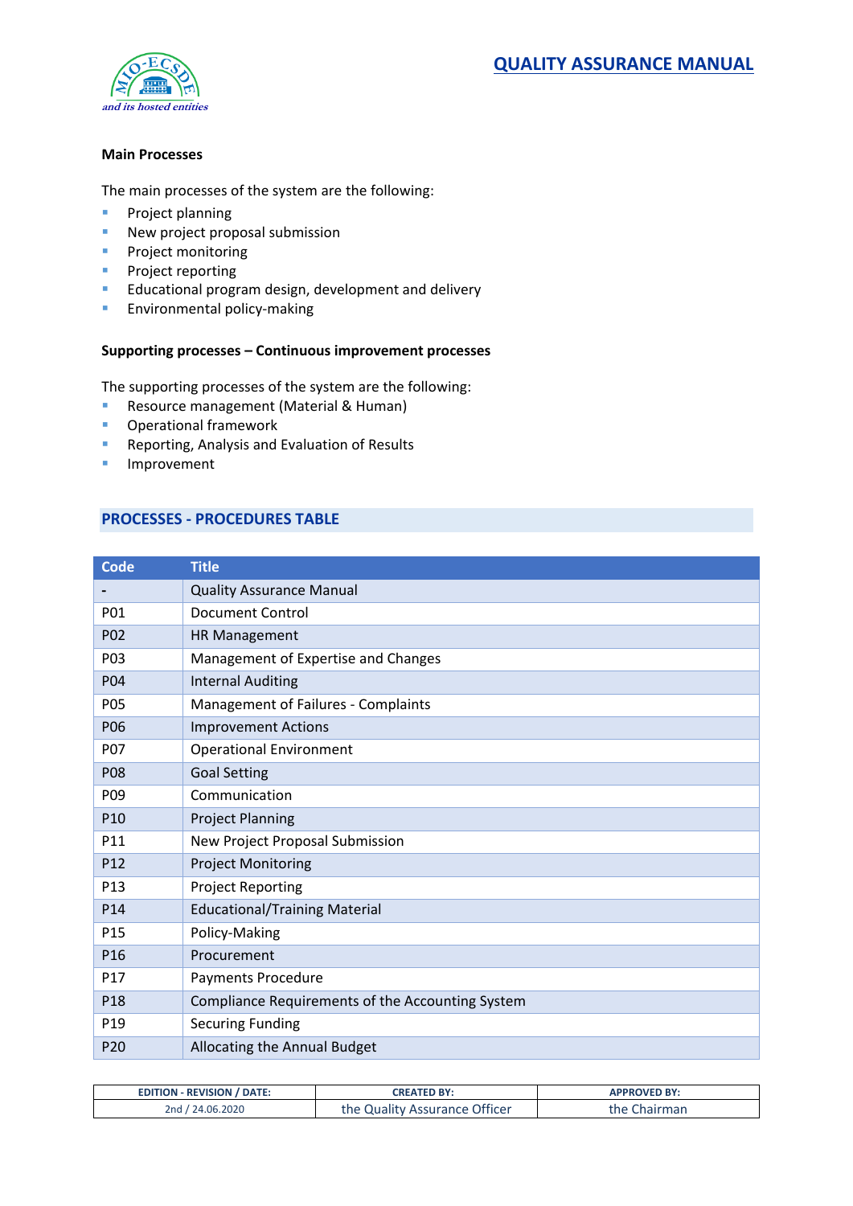**Main Processes**

The main processes of the system are the following:

- Project planning
- New project proposal submission
- Project monitoring
- Project reporting
- Educational program design, development and delivery
- Environmental policy-making

**Supporting processes – Continuous improvement processes**

The supporting processes of the system are the following:

- Resource management (Material & Human)
- Operational framework
- Reporting, Analysis and Evaluation of Results
- Improvement

## PROCESSES - PROCEDURES TABLE

| Code | Title |
|---|---|
| - | Quality Assurance Manual |
| P01 | Document Control |
| P02 | HR Management |
| P03 | Management of Expertise and Changes |
| P04 | Internal Auditing |
| P05 | Management of Failures - Complaints |
| P06 | Improvement Actions |
| P07 | Operational Environment |
| P08 | Goal Setting |
| P09 | Communication |
| P10 | Project Planning |
| P11 | New Project Proposal Submission |
| P12 | Project Monitoring |
| P13 | Project Reporting |
| P14 | Educational/Training Material |
| P15 | Policy-Making |
| P16 | Procurement |
| P17 | Payments Procedure |
| P18 | Compliance Requirements of the Accounting System |
| P19 | Securing Funding |
| P20 | Allocating the Annual Budget |